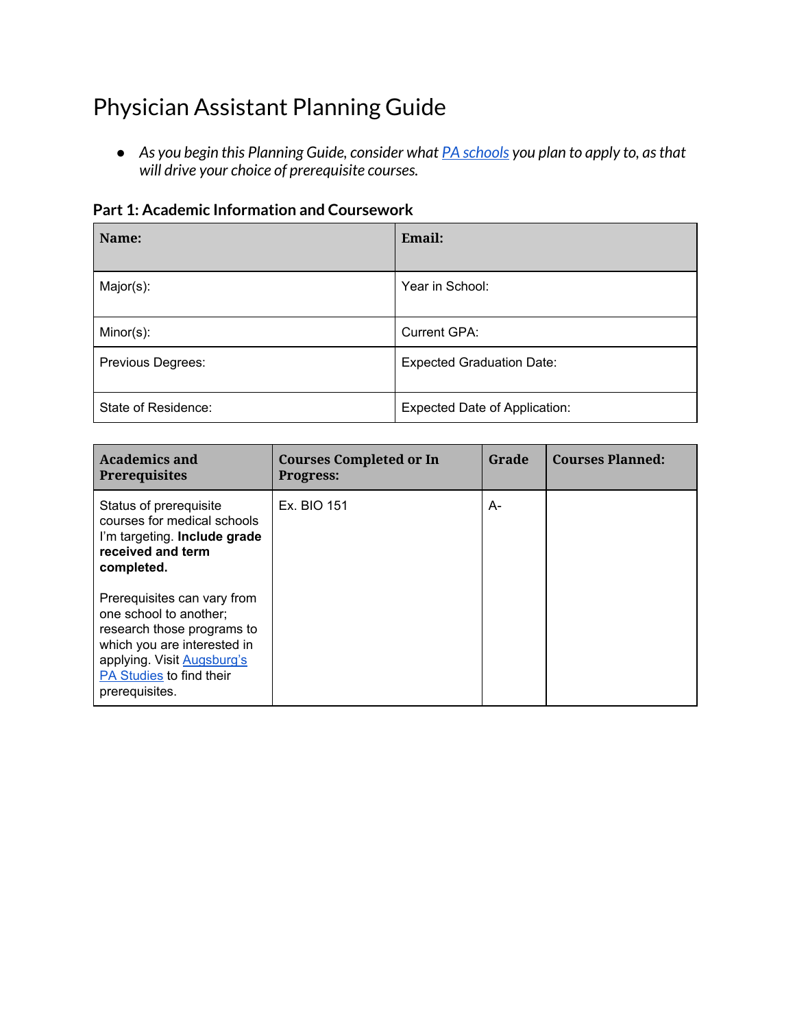# Physician Assistant Planning Guide

- *As you begin this Planning Guide, consider what [PA schools] you plan to apply to, as that will drive your choice of prerequisite courses.*

### Part 1: Academic Information and Coursework

| **Name:** | **Email:** |
| --- | --- |
| Major(s): | Year in School: |
| Minor(s): | Current GPA: |
| Previous Degrees: | Expected Graduation Date: |
| State of Residence: | Expected Date of Application: |

| **Academics and Prerequisites** | **Courses Completed or In Progress:** | **Grade** | **Courses Planned:** |
| --- | --- | --- | --- |
| Status of prerequisite courses for medical schools I'm targeting. **Include grade received and term completed.**<br><br>Prerequisites can vary from one school to another; research those programs to which you are interested in applying. Visit [Augsburg's PA Studies] to find their prerequisites. | Ex. BIO 151 | A- | |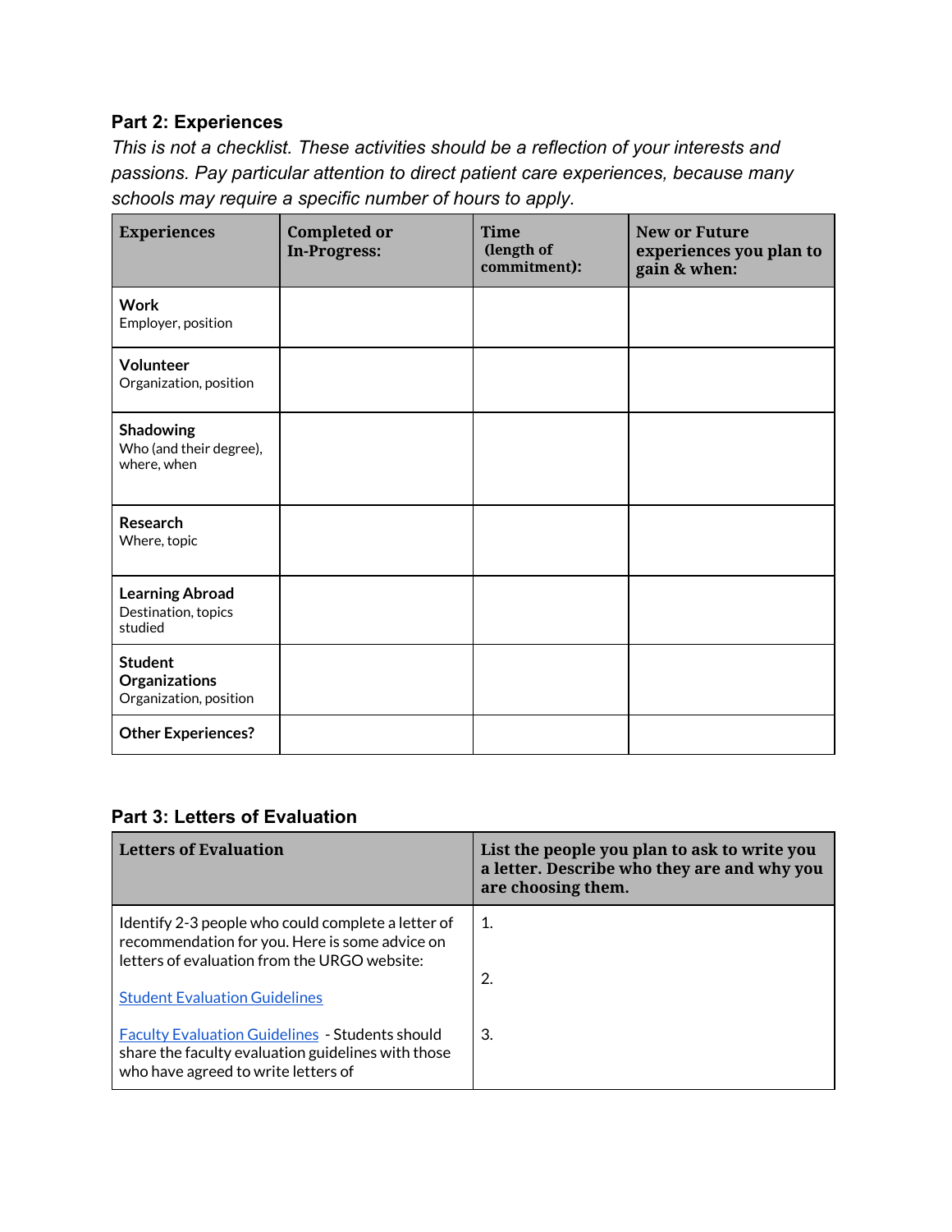## Part 2: Experiences

*This is not a checklist. These activities should be a reflection of your interests and passions. Pay particular attention to direct patient care experiences, because many schools may require a specific number of hours to apply.*

| Experiences | Completed or In-Progress: | Time (length of commitment): | New or Future experiences you plan to gain & when: |
|---|---|---|---|
| **Work** Employer, position | | | |
| **Volunteer** Organization, position | | | |
| **Shadowing** Who (and their degree), where, when | | | |
| **Research** Where, topic | | | |
| **Learning Abroad** Destination, topics studied | | | |
| **Student Organizations** Organization, position | | | |
| **Other Experiences?** | | | |

## Part 3: Letters of Evaluation

| Letters of Evaluation | List the people you plan to ask to write you a letter. Describe who they are and why you are choosing them. |
|---|---|
| Identify 2-3 people who could complete a letter of recommendation for you. Here is some advice on letters of evaluation from the URGO website:<br><br>Student Evaluation Guidelines<br><br>Faculty Evaluation Guidelines - Students should share the faculty evaluation guidelines with those who have agreed to write letters of | 1.<br><br>2.<br><br>3. |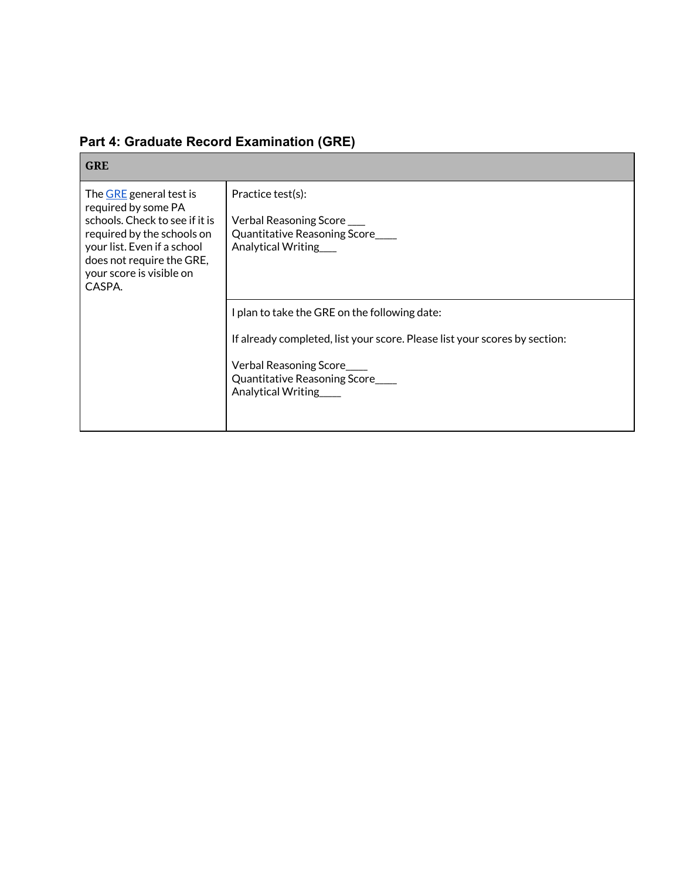## Part 4: Graduate Record Examination (GRE)

| GRE | |
|---|---|
| The GRE general test is required by some PA schools. Check to see if it is required by the schools on your list. Even if a school does not require the GRE, your score is visible on CASPA. | Practice test(s):<br><br>Verbal Reasoning Score ___<br>Quantitative Reasoning Score____<br>Analytical Writing___ |
| | I plan to take the GRE on the following date:<br><br>If already completed, list your score. Please list your scores by section:<br><br>Verbal Reasoning Score____<br>Quantitative Reasoning Score____<br>Analytical Writing____ |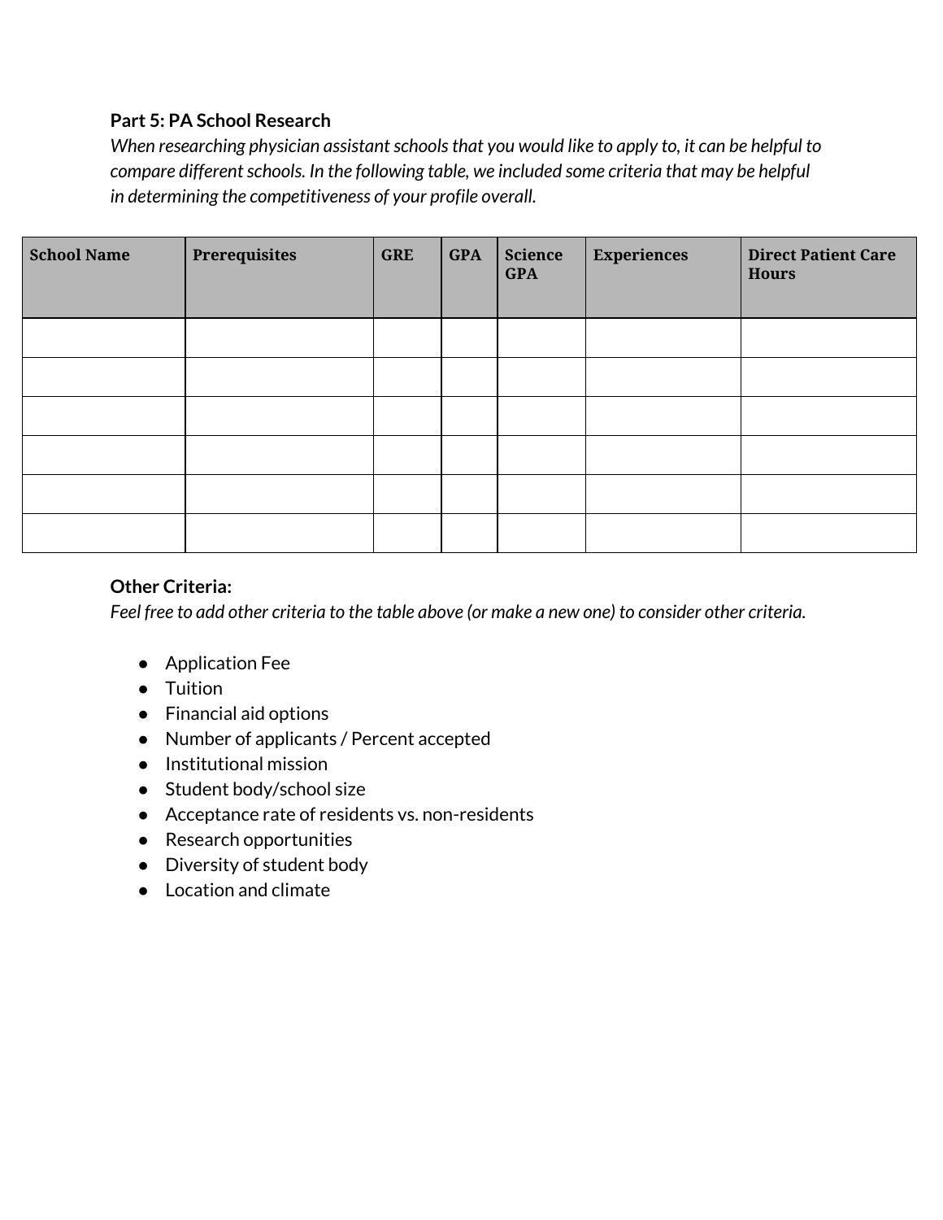**Part 5: PA School Research**

*When researching physician assistant schools that you would like to apply to, it can be helpful to compare different schools. In the following table, we included some criteria that may be helpful in determining the competitiveness of your profile overall.*

| School Name | Prerequisites | GRE | GPA | Science GPA | Experiences | Direct Patient Care Hours |
|---|---|---|---|---|---|---|
| | | | | | | |
| | | | | | | |
| | | | | | | |
| | | | | | | |
| | | | | | | |
| | | | | | | |

**Other Criteria:**

*Feel free to add other criteria to the table above (or make a new one) to consider other criteria.*

- Application Fee
- Tuition
- Financial aid options
- Number of applicants / Percent accepted
- Institutional mission
- Student body/school size
- Acceptance rate of residents vs. non-residents
- Research opportunities
- Diversity of student body
- Location and climate